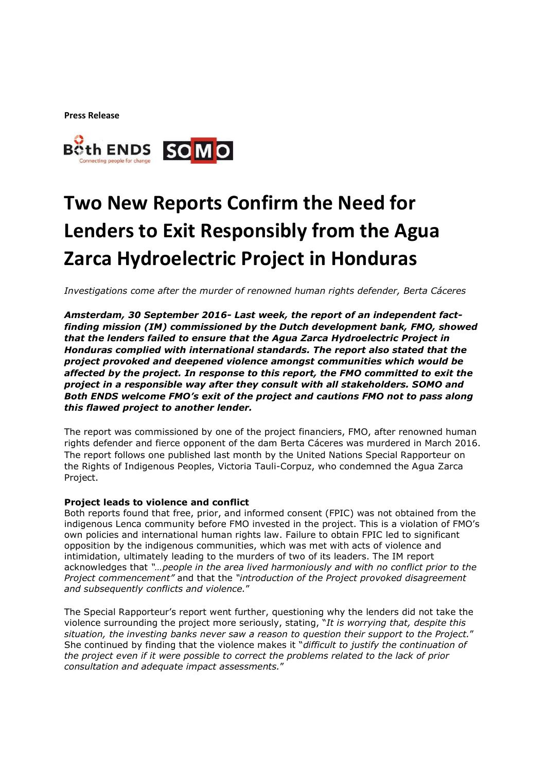**Press Release**

Both ENDS Connecting people for change SOMO

# Two New Reports Confirm the Need for Lenders to Exit Responsibly from the Agua Zarca Hydroelectric Project in Honduras

*Investigations come after the murder of renowned human rights defender, Berta Cáceres*

***Amsterdam, 30 September 2016- Last week, the report of an independent fact-finding mission (IM) commissioned by the Dutch development bank, FMO, showed that the lenders failed to ensure that the Agua Zarca Hydroelectric Project in Honduras complied with international standards. The report also stated that the project provoked and deepened violence amongst communities which would be affected by the project. In response to this report, the FMO committed to exit the project in a responsible way after they consult with all stakeholders. SOMO and Both ENDS welcome FMO's exit of the project and cautions FMO not to pass along this flawed project to another lender.***

The report was commissioned by one of the project financiers, FMO, after renowned human rights defender and fierce opponent of the dam Berta Cáceres was murdered in March 2016. The report follows one published last month by the United Nations Special Rapporteur on the Rights of Indigenous Peoples, Victoria Tauli-Corpuz, who condemned the Agua Zarca Project.

**Project leads to violence and conflict**

Both reports found that free, prior, and informed consent (FPIC) was not obtained from the indigenous Lenca community before FMO invested in the project. This is a violation of FMO's own policies and international human rights law. Failure to obtain FPIC led to significant opposition by the indigenous communities, which was met with acts of violence and intimidation, ultimately leading to the murders of two of its leaders. The IM report acknowledges that *"…people in the area lived harmoniously and with no conflict prior to the Project commencement"* and that the *"introduction of the Project provoked disagreement and subsequently conflicts and violence."*

The Special Rapporteur's report went further, questioning why the lenders did not take the violence surrounding the project more seriously, stating, "*It is worrying that, despite this situation, the investing banks never saw a reason to question their support to the Project.*" She continued by finding that the violence makes it "*difficult to justify the continuation of the project even if it were possible to correct the problems related to the lack of prior consultation and adequate impact assessments.*"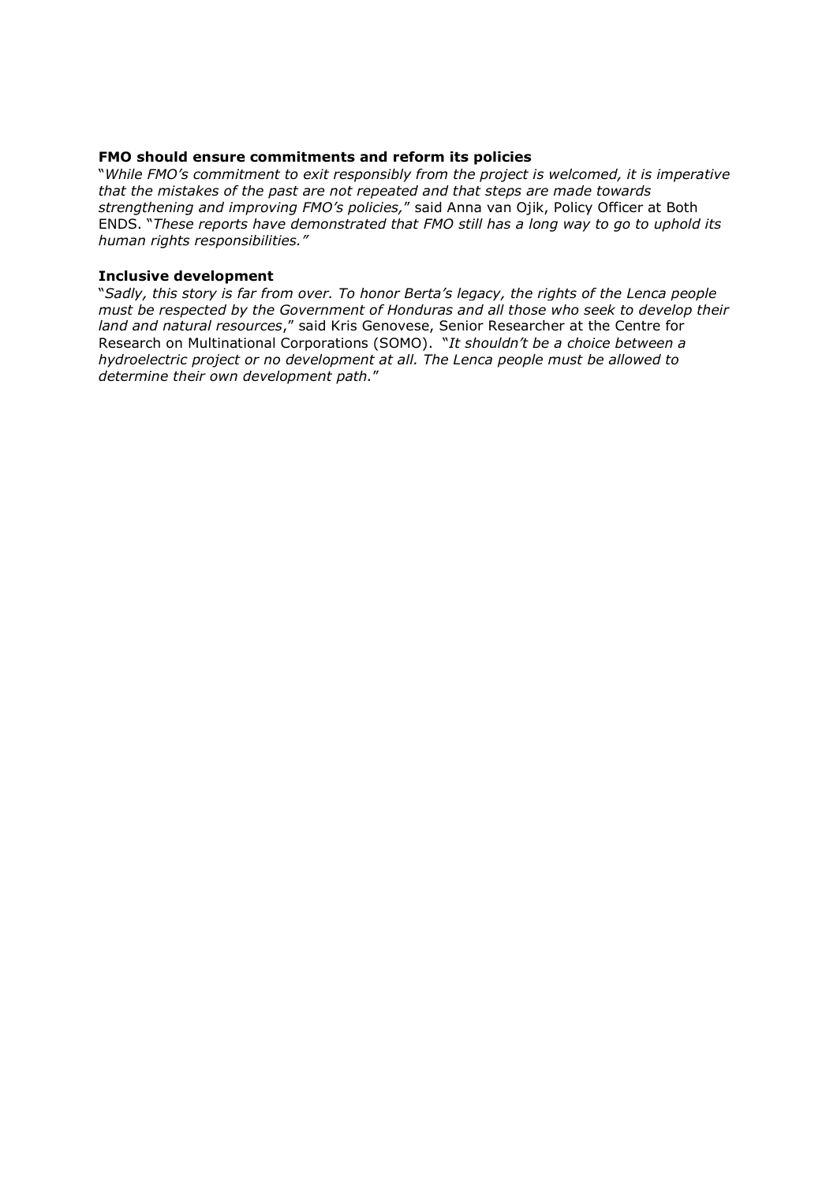**FMO should ensure commitments and reform its policies**

"*While FMO's commitment to exit responsibly from the project is welcomed, it is imperative that the mistakes of the past are not repeated and that steps are made towards strengthening and improving FMO's policies,*" said Anna van Ojik, Policy Officer at Both ENDS. "*These reports have demonstrated that FMO still has a long way to go to uphold its human rights responsibilities.*"

**Inclusive development**

"*Sadly, this story is far from over. To honor Berta's legacy, the rights of the Lenca people must be respected by the Government of Honduras and all those who seek to develop their land and natural resources*," said Kris Genovese, Senior Researcher at the Centre for Research on Multinational Corporations (SOMO). "*It shouldn't be a choice between a hydroelectric project or no development at all. The Lenca people must be allowed to determine their own development path.*"